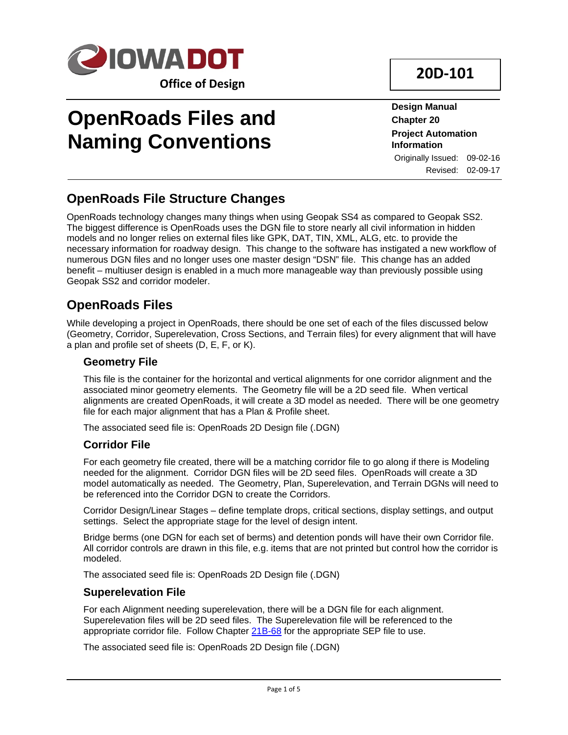IOWA DOT

Office of Design

**20D-101**

# OpenRoads Files and Naming Conventions

**Design Manual**
**Chapter 20**
**Project Automation Information**

Originally Issued: 09-02-16
Revised: 02-09-17

## OpenRoads File Structure Changes

OpenRoads technology changes many things when using Geopak SS4 as compared to Geopak SS2. The biggest difference is OpenRoads uses the DGN file to store nearly all civil information in hidden models and no longer relies on external files like GPK, DAT, TIN, XML, ALG, etc. to provide the necessary information for roadway design. This change to the software has instigated a new workflow of numerous DGN files and no longer uses one master design "DSN" file. This change has an added benefit – multiuser design is enabled in a much more manageable way than previously possible using Geopak SS2 and corridor modeler.

## OpenRoads Files

While developing a project in OpenRoads, there should be one set of each of the files discussed below (Geometry, Corridor, Superelevation, Cross Sections, and Terrain files) for every alignment that will have a plan and profile set of sheets (D, E, F, or K).

### Geometry File

This file is the container for the horizontal and vertical alignments for one corridor alignment and the associated minor geometry elements. The Geometry file will be a 2D seed file. When vertical alignments are created OpenRoads, it will create a 3D model as needed. There will be one geometry file for each major alignment that has a Plan & Profile sheet.

The associated seed file is: OpenRoads 2D Design file (.DGN)

### Corridor File

For each geometry file created, there will be a matching corridor file to go along if there is Modeling needed for the alignment. Corridor DGN files will be 2D seed files. OpenRoads will create a 3D model automatically as needed. The Geometry, Plan, Superelevation, and Terrain DGNs will need to be referenced into the Corridor DGN to create the Corridors.

Corridor Design/Linear Stages – define template drops, critical sections, display settings, and output settings. Select the appropriate stage for the level of design intent.

Bridge berms (one DGN for each set of berms) and detention ponds will have their own Corridor file. All corridor controls are drawn in this file, e.g. items that are not printed but control how the corridor is modeled.

The associated seed file is: OpenRoads 2D Design file (.DGN)

### Superelevation File

For each Alignment needing superelevation, there will be a DGN file for each alignment. Superelevation files will be 2D seed files. The Superelevation file will be referenced to the appropriate corridor file. Follow Chapter 21B-68 for the appropriate SEP file to use.

The associated seed file is: OpenRoads 2D Design file (.DGN)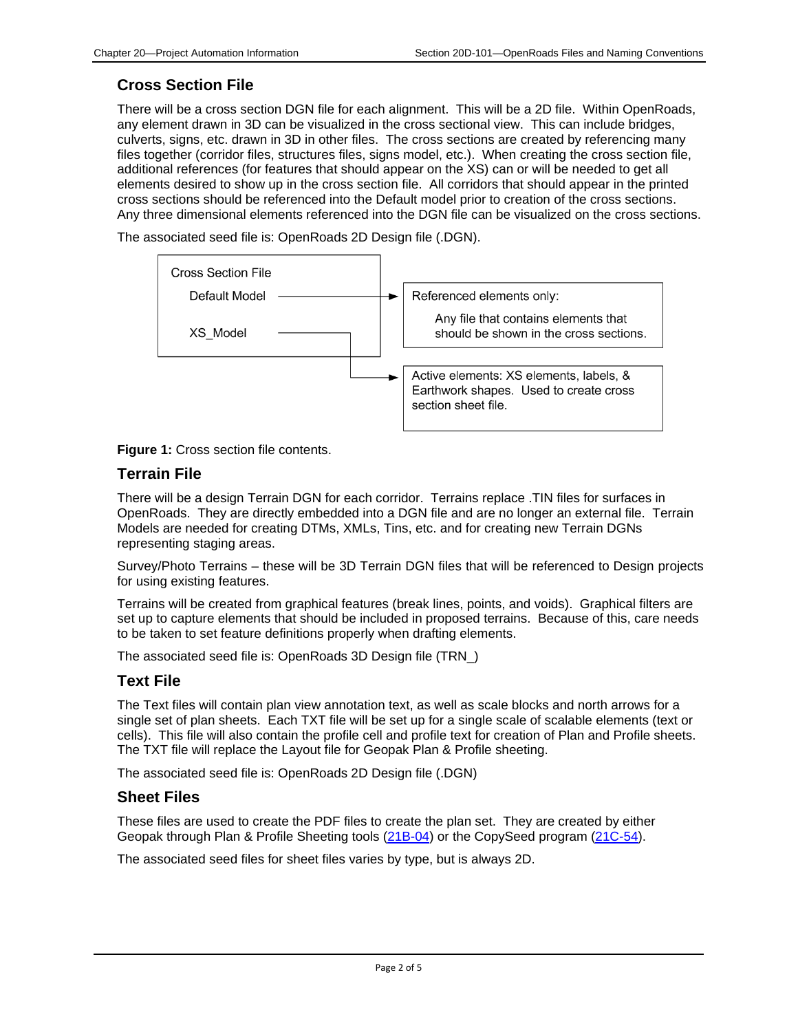## Cross Section File

There will be a cross section DGN file for each alignment. This will be a 2D file. Within OpenRoads, any element drawn in 3D can be visualized in the cross sectional view. This can include bridges, culverts, signs, etc. drawn in 3D in other files. The cross sections are created by referencing many files together (corridor files, structures files, signs model, etc.). When creating the cross section file, additional references (for features that should appear on the XS) can or will be needed to get all elements desired to show up in the cross section file. All corridors that should appear in the printed cross sections should be referenced into the Default model prior to creation of the cross sections. Any three dimensional elements referenced into the DGN file can be visualized on the cross sections.

The associated seed file is: OpenRoads 2D Design file (.DGN).

Cross Section File

- Default Model → Referenced elements only: Any file that contains elements that should be shown in the cross sections.
- XS_Model → Active elements: XS elements, labels, & Earthwork shapes. Used to create cross section sheet file.

**Figure 1:** Cross section file contents.

## Terrain File

There will be a design Terrain DGN for each corridor. Terrains replace .TIN files for surfaces in OpenRoads. They are directly embedded into a DGN file and are no longer an external file. Terrain Models are needed for creating DTMs, XMLs, Tins, etc. and for creating new Terrain DGNs representing staging areas.

Survey/Photo Terrains – these will be 3D Terrain DGN files that will be referenced to Design projects for using existing features.

Terrains will be created from graphical features (break lines, points, and voids). Graphical filters are set up to capture elements that should be included in proposed terrains. Because of this, care needs to be taken to set feature definitions properly when drafting elements.

The associated seed file is: OpenRoads 3D Design file (TRN_)

## Text File

The Text files will contain plan view annotation text, as well as scale blocks and north arrows for a single set of plan sheets. Each TXT file will be set up for a single scale of scalable elements (text or cells). This file will also contain the profile cell and profile text for creation of Plan and Profile sheets. The TXT file will replace the Layout file for Geopak Plan & Profile sheeting.

The associated seed file is: OpenRoads 2D Design file (.DGN)

## Sheet Files

These files are used to create the PDF files to create the plan set. They are created by either Geopak through Plan & Profile Sheeting tools (21B-04) or the CopySeed program (21C-54).

The associated seed files for sheet files varies by type, but is always 2D.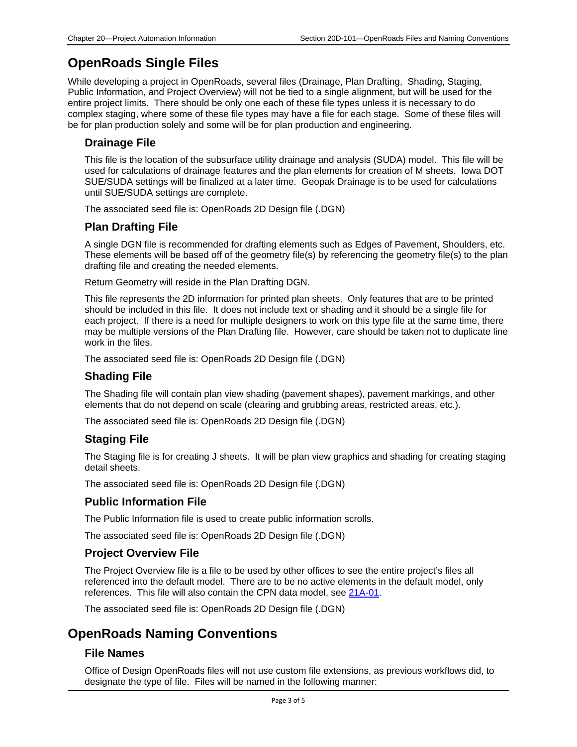# OpenRoads Single Files

While developing a project in OpenRoads, several files (Drainage, Plan Drafting, Shading, Staging, Public Information, and Project Overview) will not be tied to a single alignment, but will be used for the entire project limits. There should be only one each of these file types unless it is necessary to do complex staging, where some of these file types may have a file for each stage. Some of these files will be for plan production solely and some will be for plan production and engineering.

## Drainage File

This file is the location of the subsurface utility drainage and analysis (SUDA) model. This file will be used for calculations of drainage features and the plan elements for creation of M sheets. Iowa DOT SUE/SUDA settings will be finalized at a later time. Geopak Drainage is to be used for calculations until SUE/SUDA settings are complete.

The associated seed file is: OpenRoads 2D Design file (.DGN)

## Plan Drafting File

A single DGN file is recommended for drafting elements such as Edges of Pavement, Shoulders, etc. These elements will be based off of the geometry file(s) by referencing the geometry file(s) to the plan drafting file and creating the needed elements.

Return Geometry will reside in the Plan Drafting DGN.

This file represents the 2D information for printed plan sheets. Only features that are to be printed should be included in this file. It does not include text or shading and it should be a single file for each project. If there is a need for multiple designers to work on this type file at the same time, there may be multiple versions of the Plan Drafting file. However, care should be taken not to duplicate line work in the files.

The associated seed file is: OpenRoads 2D Design file (.DGN)

## Shading File

The Shading file will contain plan view shading (pavement shapes), pavement markings, and other elements that do not depend on scale (clearing and grubbing areas, restricted areas, etc.).

The associated seed file is: OpenRoads 2D Design file (.DGN)

## Staging File

The Staging file is for creating J sheets. It will be plan view graphics and shading for creating staging detail sheets.

The associated seed file is: OpenRoads 2D Design file (.DGN)

## Public Information File

The Public Information file is used to create public information scrolls.

The associated seed file is: OpenRoads 2D Design file (.DGN)

## Project Overview File

The Project Overview file is a file to be used by other offices to see the entire project's files all referenced into the default model. There are to be no active elements in the default model, only references. This file will also contain the CPN data model, see 21A-01.

The associated seed file is: OpenRoads 2D Design file (.DGN)

# OpenRoads Naming Conventions

## File Names

Office of Design OpenRoads files will not use custom file extensions, as previous workflows did, to designate the type of file. Files will be named in the following manner: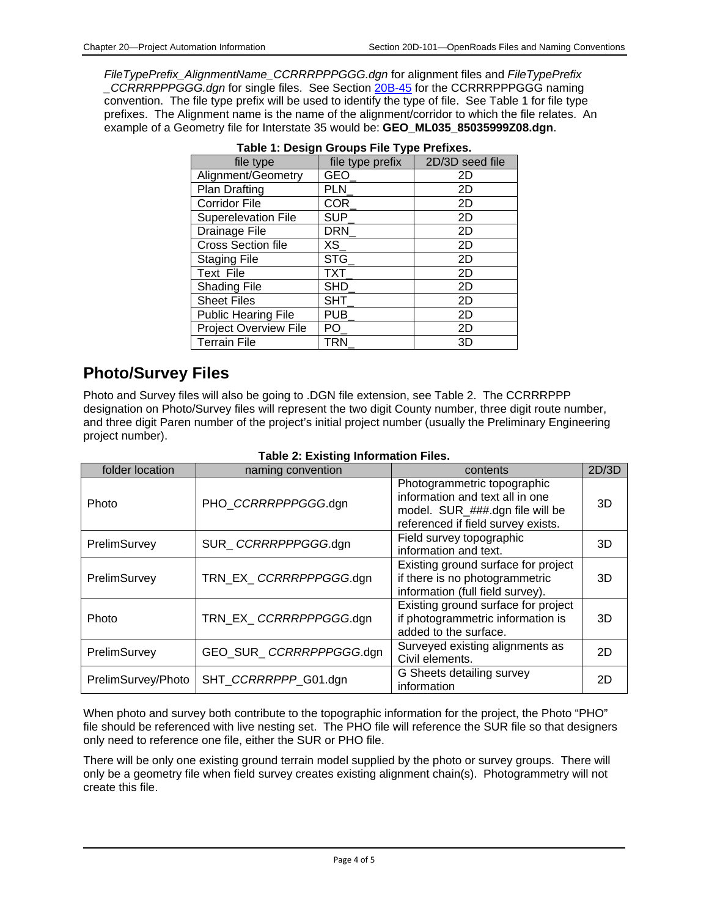*FileTypePrefix_AlignmentName_CCRRRPPPGGG.dgn* for alignment files and *FileTypePrefix _CCRRRPPPGGG.dgn* for single files. See Section 20B-45 for the CCRRRPPPGGG naming convention. The file type prefix will be used to identify the type of file. See Table 1 for file type prefixes. The Alignment name is the name of the alignment/corridor to which the file relates. An example of a Geometry file for Interstate 35 would be: **GEO_ML035_85035999Z08.dgn**.

**Table 1: Design Groups File Type Prefixes.**

| file type | file type prefix | 2D/3D seed file |
|---|---|---|
| Alignment/Geometry | GEO_ | 2D |
| Plan Drafting | PLN_ | 2D |
| Corridor File | COR_ | 2D |
| Superelevation File | SUP_ | 2D |
| Drainage File | DRN_ | 2D |
| Cross Section file | XS_ | 2D |
| Staging File | STG_ | 2D |
| Text File | TXT_ | 2D |
| Shading File | SHD_ | 2D |
| Sheet Files | SHT_ | 2D |
| Public Hearing File | PUB_ | 2D |
| Project Overview File | PO_ | 2D |
| Terrain File | TRN_ | 3D |

## Photo/Survey Files

Photo and Survey files will also be going to .DGN file extension, see Table 2. The CCRRRPPP designation on Photo/Survey files will represent the two digit County number, three digit route number, and three digit Paren number of the project's initial project number (usually the Preliminary Engineering project number).

**Table 2: Existing Information Files.**

| folder location | naming convention | contents | 2D/3D |
|---|---|---|---|
| Photo | PHO_*CCRRRPPPGGG*.dgn | Photogrammetric topographic information and text all in one model. SUR_###.dgn file will be referenced if field survey exists. | 3D |
| PrelimSurvey | SUR_ *CCRRRPPPGGG*.dgn | Field survey topographic information and text. | 3D |
| PrelimSurvey | TRN_EX_ *CCRRRPPPGGG*.dgn | Existing ground surface for project if there is no photogrammetric information (full field survey). | 3D |
| Photo | TRN_EX_ *CCRRRPPPGGG*.dgn | Existing ground surface for project if photogrammetric information is added to the surface. | 3D |
| PrelimSurvey | GEO_SUR_ *CCRRRPPPGGG*.dgn | Surveyed existing alignments as Civil elements. | 2D |
| PrelimSurvey/Photo | SHT_*CCRRRPPP*_G01.dgn | G Sheets detailing survey information | 2D |

When photo and survey both contribute to the topographic information for the project, the Photo "PHO" file should be referenced with live nesting set. The PHO file will reference the SUR file so that designers only need to reference one file, either the SUR or PHO file.

There will be only one existing ground terrain model supplied by the photo or survey groups. There will only be a geometry file when field survey creates existing alignment chain(s). Photogrammetry will not create this file.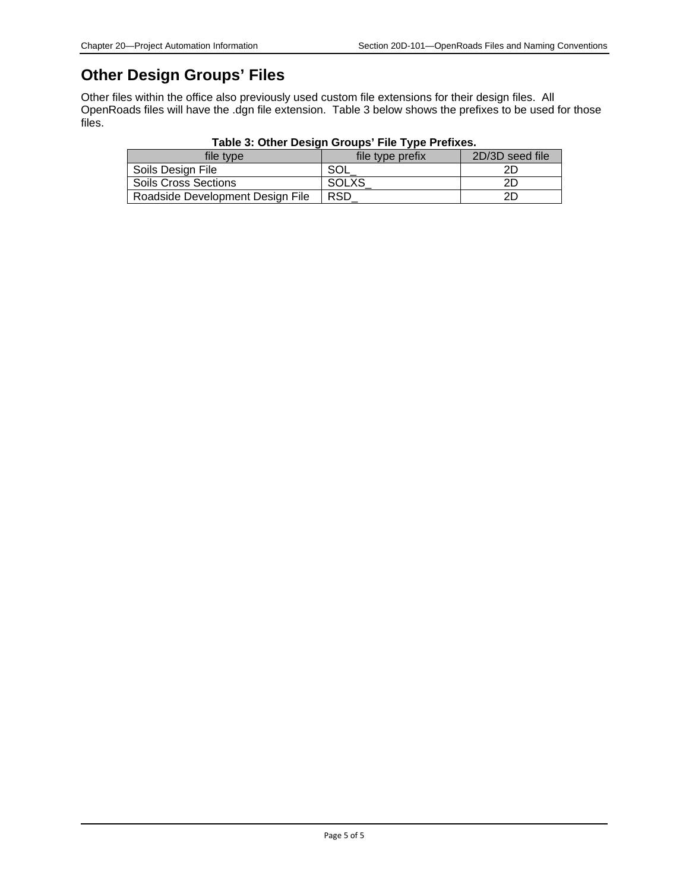## Other Design Groups' Files

Other files within the office also previously used custom file extensions for their design files. All OpenRoads files will have the .dgn file extension. Table 3 below shows the prefixes to be used for those files.

**Table 3: Other Design Groups' File Type Prefixes.**

| file type | file type prefix | 2D/3D seed file |
|---|---|---|
| Soils Design File | SOL_ | 2D |
| Soils Cross Sections | SOLXS_ | 2D |
| Roadside Development Design File | RSD_ | 2D |